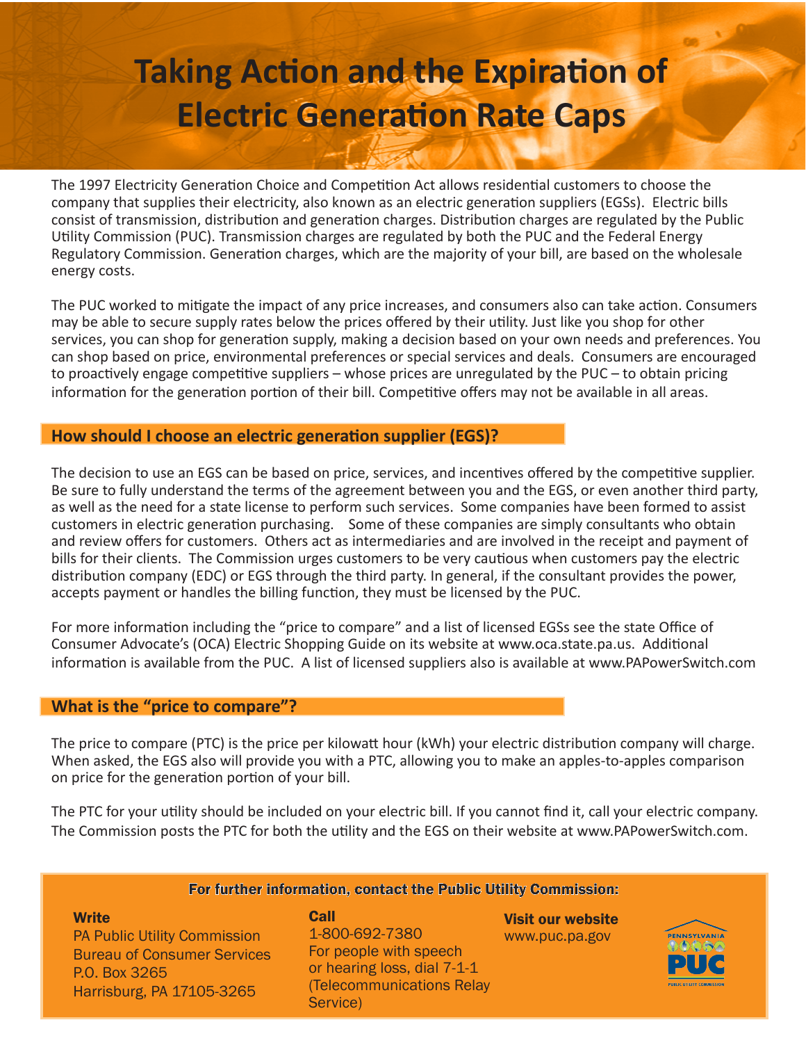# Taking Action and the Expiration of Electric Generation Rate Caps

The 1997 Electricity Generation Choice and Competition Act allows residential customers to choose the company that supplies their electricity, also known as an electric generation suppliers (EGSs). Electric bills consist of transmission, distribution and generation charges. Distribution charges are regulated by the Public Utility Commission (PUC). Transmission charges are regulated by both the PUC and the Federal Energy Regulatory Commission. Generation charges, which are the majority of your bill, are based on the wholesale energy costs.

The PUC worked to mitigate the impact of any price increases, and consumers also can take action. Consumers may be able to secure supply rates below the prices offered by their utility. Just like you shop for other services, you can shop for generation supply, making a decision based on your own needs and preferences. You can shop based on price, environmental preferences or special services and deals. Consumers are encouraged to proactively engage competitive suppliers – whose prices are unregulated by the PUC – to obtain pricing information for the generation portion of their bill. Competitive offers may not be available in all areas.

## How should I choose an electric generation supplier (EGS)?

The decision to use an EGS can be based on price, services, and incentives offered by the competitive supplier. Be sure to fully understand the terms of the agreement between you and the EGS, or even another third party, as well as the need for a state license to perform such services. Some companies have been formed to assist customers in electric generation purchasing. Some of these companies are simply consultants who obtain and review offers for customers. Others act as intermediaries and are involved in the receipt and payment of bills for their clients. The Commission urges customers to be very cautious when customers pay the electric distribution company (EDC) or EGS through the third party. In general, if the consultant provides the power, accepts payment or handles the billing function, they must be licensed by the PUC.

For more information including the “price to compare” and a list of licensed EGSs see the state Office of Consumer Advocate’s (OCA) Electric Shopping Guide on its website at www.oca.state.pa.us. Additional information is available from the PUC. A list of licensed suppliers also is available at www.PAPowerSwitch.com

## What is the “price to compare”?

The price to compare (PTC) is the price per kilowatt hour (kWh) your electric distribution company will charge. When asked, the EGS also will provide you with a PTC, allowing you to make an apples-to-apples comparison on price for the generation portion of your bill.

The PTC for your utility should be included on your electric bill. If you cannot find it, call your electric company. The Commission posts the PTC for both the utility and the EGS on their website at www.PAPowerSwitch.com.

**For further information, contact the Public Utility Commission:**

**Write**
PA Public Utility Commission
Bureau of Consumer Services
P.O. Box 3265
Harrisburg, PA 17105-3265

**Call**
1-800-692-7380
For people with speech or hearing loss, dial 7-1-1 (Telecommunications Relay Service)

**Visit our website**
www.puc.pa.gov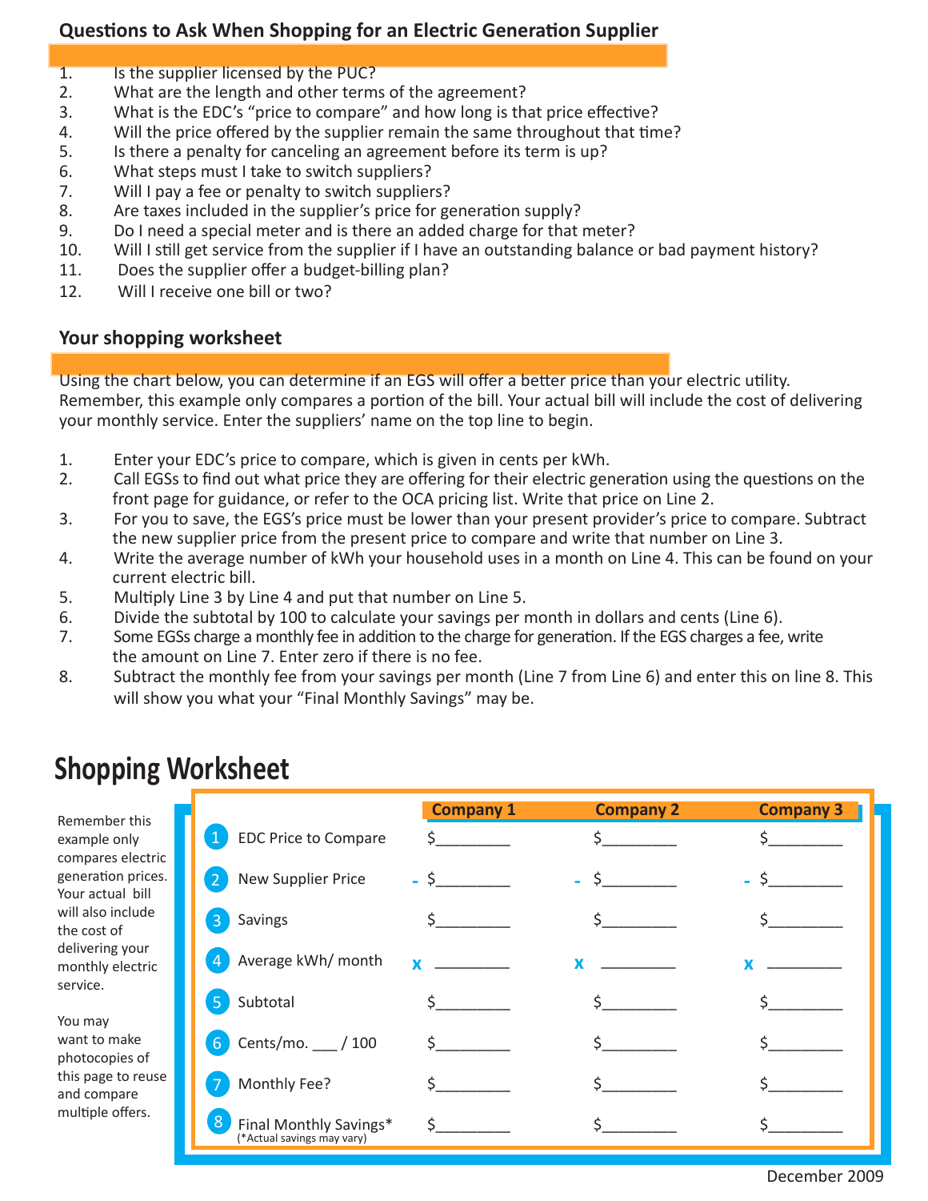## Questions to Ask When Shopping for an Electric Generation Supplier

1. Is the supplier licensed by the PUC?
2. What are the length and other terms of the agreement?
3. What is the EDC's "price to compare" and how long is that price effective?
4. Will the price offered by the supplier remain the same throughout that time?
5. Is there a penalty for canceling an agreement before its term is up?
6. What steps must I take to switch suppliers?
7. Will I pay a fee or penalty to switch suppliers?
8. Are taxes included in the supplier's price for generation supply?
9. Do I need a special meter and is there an added charge for that meter?
10. Will I still get service from the supplier if I have an outstanding balance or bad payment history?
11. Does the supplier offer a budget-billing plan?
12. Will I receive one bill or two?

## Your shopping worksheet

Using the chart below, you can determine if an EGS will offer a better price than your electric utility. Remember, this example only compares a portion of the bill. Your actual bill will include the cost of delivering your monthly service. Enter the suppliers' name on the top line to begin.

1. Enter your EDC's price to compare, which is given in cents per kWh.
2. Call EGSs to find out what price they are offering for their electric generation using the questions on the front page for guidance, or refer to the OCA pricing list. Write that price on Line 2.
3. For you to save, the EGS's price must be lower than your present provider's price to compare. Subtract the new supplier price from the present price to compare and write that number on Line 3.
4. Write the average number of kWh your household uses in a month on Line 4. This can be found on your current electric bill.
5. Multiply Line 3 by Line 4 and put that number on Line 5.
6. Divide the subtotal by 100 to calculate your savings per month in dollars and cents (Line 6).
7. Some EGSs charge a monthly fee in addition to the charge for generation. If the EGS charges a fee, write the amount on Line 7. Enter zero if there is no fee.
8. Subtract the monthly fee from your savings per month (Line 7 from Line 6) and enter this on line 8. This will show you what your "Final Monthly Savings" may be.

# Shopping Worksheet

Remember this example only compares electric generation prices. Your actual bill will also include the cost of delivering your monthly electric service.

You may want to make photocopies of this page to reuse and compare multiple offers.

| | Company 1 | Company 2 | Company 3 |
|---|---|---|---|
| 1 EDC Price to Compare | $_________ | $_________ | $_________ |
| 2 New Supplier Price | - $_________ | - $_________ | - $_________ |
| 3 Savings | $_________ | $_________ | $_________ |
| 4 Average kWh/ month | x _________ | x _________ | x _________ |
| 5 Subtotal | $_________ | $_________ | $_________ |
| 6 Cents/mo. ___ / 100 | $_________ | $_________ | $_________ |
| 7 Monthly Fee? | $_________ | $_________ | $_________ |
| 8 Final Monthly Savings* (*Actual savings may vary) | $_________ | $_________ | $_________ |

December 2009